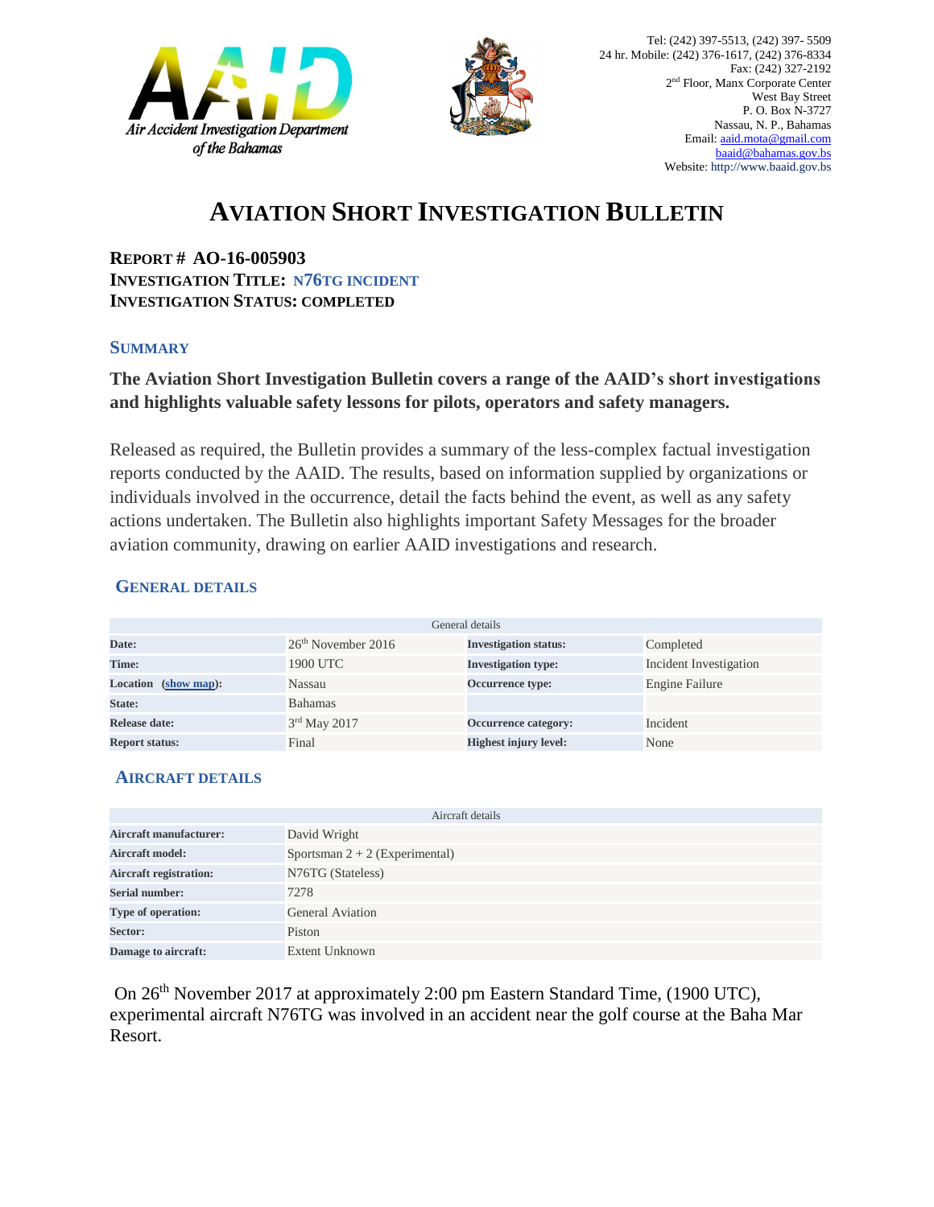Air Accident Investigation Department of the Bahamas

Tel: (242) 397-5513, (242) 397- 5509
24 hr. Mobile: (242) 376-1617, (242) 376-8334
Fax: (242) 327-2192
2nd Floor, Manx Corporate Center
West Bay Street
P. O. Box N-3727
Nassau, N. P., Bahamas
Email: aaid.mota@gmail.com
baaid@bahamas.gov.bs
Website: http://www.baaid.gov.bs

# AVIATION SHORT INVESTIGATION BULLETIN

**REPORT # AO-16-005903**
**INVESTIGATION TITLE: N76TG INCIDENT**
**INVESTIGATION STATUS: COMPLETED**

## SUMMARY

**The Aviation Short Investigation Bulletin covers a range of the AAID's short investigations and highlights valuable safety lessons for pilots, operators and safety managers.**

Released as required, the Bulletin provides a summary of the less-complex factual investigation reports conducted by the AAID. The results, based on information supplied by organizations or individuals involved in the occurrence, detail the facts behind the event, as well as any safety actions undertaken. The Bulletin also highlights important Safety Messages for the broader aviation community, drawing on earlier AAID investigations and research.

## GENERAL DETAILS

| General details | | | |
|---|---|---|---|
| **Date:** | 26th November 2016 | **Investigation status:** | Completed |
| **Time:** | 1900 UTC | **Investigation type:** | Incident Investigation |
| **Location (show map):** | Nassau | **Occurrence type:** | Engine Failure |
| **State:** | Bahamas | | |
| **Release date:** | 3rd May 2017 | **Occurrence category:** | Incident |
| **Report status:** | Final | **Highest injury level:** | None |

## AIRCRAFT DETAILS

| Aircraft details | |
|---|---|
| **Aircraft manufacturer:** | David Wright |
| **Aircraft model:** | Sportsman 2 + 2 (Experimental) |
| **Aircraft registration:** | N76TG (Stateless) |
| **Serial number:** | 7278 |
| **Type of operation:** | General Aviation |
| **Sector:** | Piston |
| **Damage to aircraft:** | Extent Unknown |

On 26th November 2017 at approximately 2:00 pm Eastern Standard Time, (1900 UTC), experimental aircraft N76TG was involved in an accident near the golf course at the Baha Mar Resort.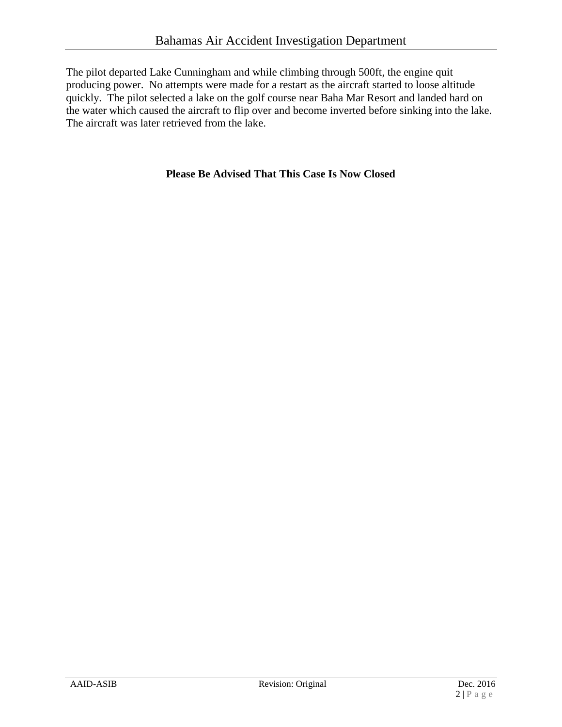The pilot departed Lake Cunningham and while climbing through 500ft, the engine quit producing power. No attempts were made for a restart as the aircraft started to loose altitude quickly. The pilot selected a lake on the golf course near Baha Mar Resort and landed hard on the water which caused the aircraft to flip over and become inverted before sinking into the lake. The aircraft was later retrieved from the lake.

**Please Be Advised That This Case Is Now Closed**